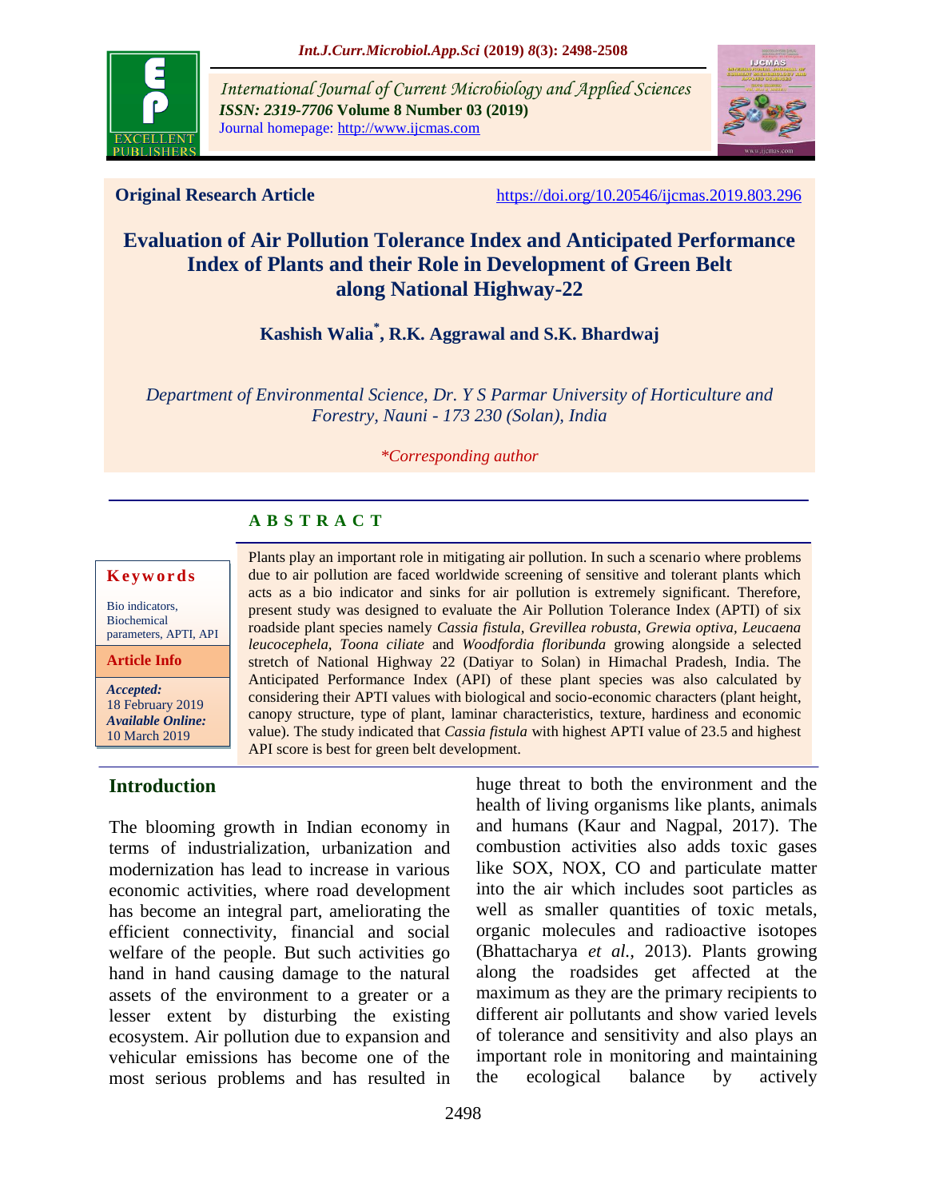**Original Research Article** https://doi.org/10.20546/ijcmas.2019.803.296

# Evaluation of Air Pollution Tolerance Index and Anticipated Performance Index of Plants and their Role in Development of Green Belt along National Highway-22

**Kashish Walia*, R.K. Aggrawal and S.K. Bhardwaj**

*Department of Environmental Science, Dr. Y S Parmar University of Horticulture and Forestry, Nauni - 173 230 (Solan), India*

*\*Corresponding author*

**Keywords**

Bio indicators, Biochemical parameters, APTI, API

**Article Info**

*Accepted:* 18 February 2019
*Available Online:* 10 March 2019

## ABSTRACT

Plants play an important role in mitigating air pollution. In such a scenario where problems due to air pollution are faced worldwide screening of sensitive and tolerant plants which acts as a bio indicator and sinks for air pollution is extremely significant. Therefore, present study was designed to evaluate the Air Pollution Tolerance Index (APTI) of six roadside plant species namely *Cassia fistula, Grevillea robusta, Grewia optiva, Leucaena leucocephela, Toona ciliate* and *Woodfordia floribunda* growing alongside a selected stretch of National Highway 22 (Datiyar to Solan) in Himachal Pradesh, India. The Anticipated Performance Index (API) of these plant species was also calculated by considering their APTI values with biological and socio-economic characters (plant height, canopy structure, type of plant, laminar characteristics, texture, hardiness and economic value). The study indicated that *Cassia fistula* with highest APTI value of 23.5 and highest API score is best for green belt development.

## Introduction

The blooming growth in Indian economy in terms of industrialization, urbanization and modernization has lead to increase in various economic activities, where road development has become an integral part, ameliorating the efficient connectivity, financial and social welfare of the people. But such activities go hand in hand causing damage to the natural assets of the environment to a greater or a lesser extent by disturbing the existing ecosystem. Air pollution due to expansion and vehicular emissions has become one of the most serious problems and has resulted in huge threat to both the environment and the health of living organisms like plants, animals and humans (Kaur and Nagpal, 2017). The combustion activities also adds toxic gases like SOX, NOX, CO and particulate matter into the air which includes soot particles as well as smaller quantities of toxic metals, organic molecules and radioactive isotopes (Bhattacharya *et al.*, 2013). Plants growing along the roadsides get affected at the maximum as they are the primary recipients to different air pollutants and show varied levels of tolerance and sensitivity and also plays an important role in monitoring and maintaining the ecological balance by actively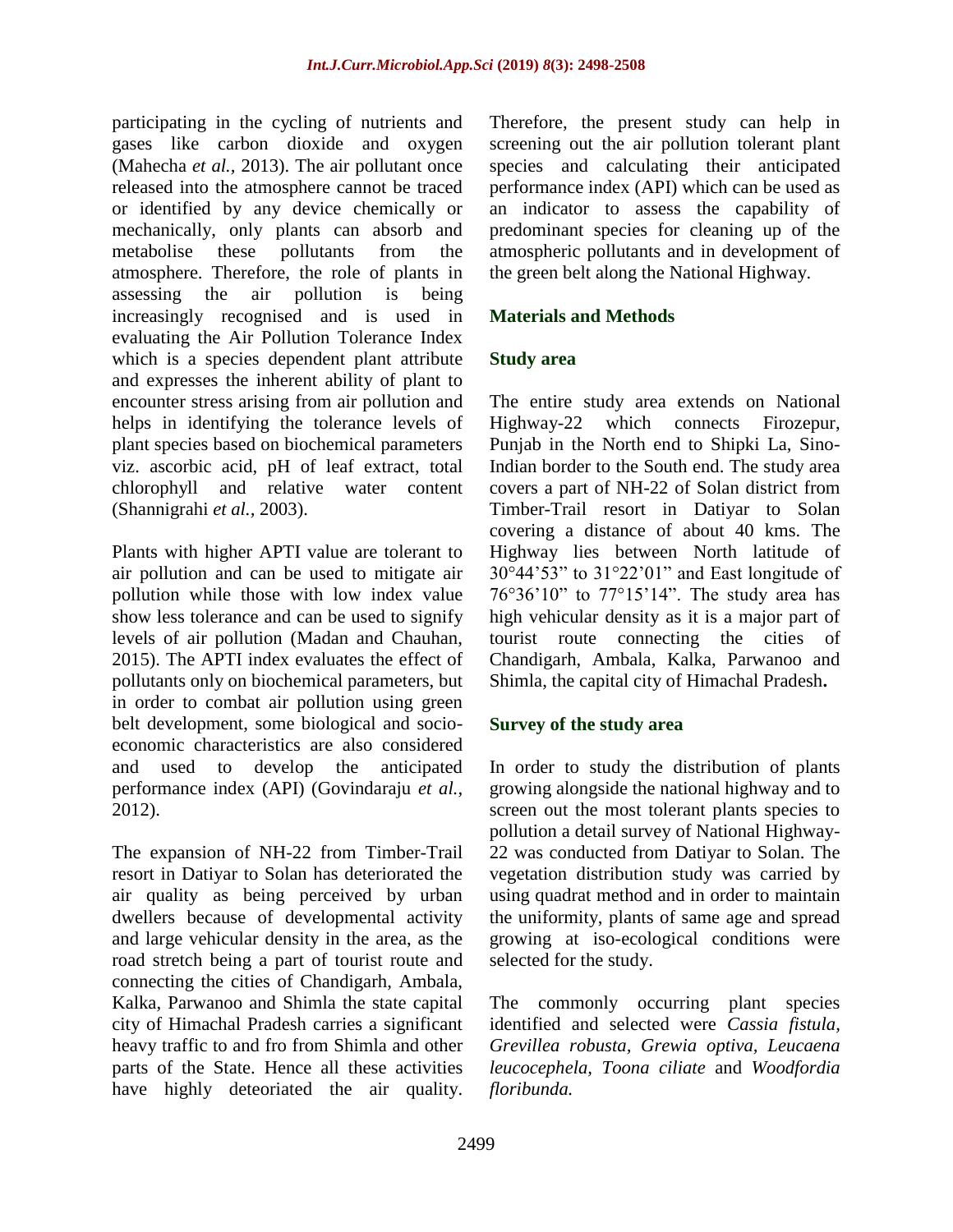participating in the cycling of nutrients and gases like carbon dioxide and oxygen (Mahecha *et al.,* 2013). The air pollutant once released into the atmosphere cannot be traced or identified by any device chemically or mechanically, only plants can absorb and metabolise these pollutants from the atmosphere. Therefore, the role of plants in assessing the air pollution is being increasingly recognised and is used in evaluating the Air Pollution Tolerance Index which is a species dependent plant attribute and expresses the inherent ability of plant to encounter stress arising from air pollution and helps in identifying the tolerance levels of plant species based on biochemical parameters viz. ascorbic acid, pH of leaf extract, total chlorophyll and relative water content (Shannigrahi *et al.,* 2003).

Plants with higher APTI value are tolerant to air pollution and can be used to mitigate air pollution while those with low index value show less tolerance and can be used to signify levels of air pollution (Madan and Chauhan, 2015). The APTI index evaluates the effect of pollutants only on biochemical parameters, but in order to combat air pollution using green belt development, some biological and socio-economic characteristics are also considered and used to develop the anticipated performance index (API) (Govindaraju *et al.,* 2012).

The expansion of NH-22 from Timber-Trail resort in Datiyar to Solan has deteriorated the air quality as being perceived by urban dwellers because of developmental activity and large vehicular density in the area, as the road stretch being a part of tourist route and connecting the cities of Chandigarh, Ambala, Kalka, Parwanoo and Shimla the state capital city of Himachal Pradesh carries a significant heavy traffic to and fro from Shimla and other parts of the State. Hence all these activities have highly deteoriated the air quality. Therefore, the present study can help in screening out the air pollution tolerant plant species and calculating their anticipated performance index (API) which can be used as an indicator to assess the capability of predominant species for cleaning up of the atmospheric pollutants and in development of the green belt along the National Highway.

## Materials and Methods

### Study area

The entire study area extends on National Highway-22 which connects Firozepur, Punjab in the North end to Shipki La, Sino-Indian border to the South end. The study area covers a part of NH-22 of Solan district from Timber-Trail resort in Datiyar to Solan covering a distance of about 40 kms. The Highway lies between North latitude of 30°44'53" to 31°22'01" and East longitude of 76°36'10" to 77°15'14". The study area has high vehicular density as it is a major part of tourist route connecting the cities of Chandigarh, Ambala, Kalka, Parwanoo and Shimla, the capital city of Himachal Pradesh**.**

### Survey of the study area

In order to study the distribution of plants growing alongside the national highway and to screen out the most tolerant plants species to pollution a detail survey of National Highway-22 was conducted from Datiyar to Solan. The vegetation distribution study was carried by using quadrat method and in order to maintain the uniformity, plants of same age and spread growing at iso-ecological conditions were selected for the study.

The commonly occurring plant species identified and selected were *Cassia fistula, Grevillea robusta, Grewia optiva, Leucaena leucocephela, Toona ciliate* and *Woodfordia floribunda.*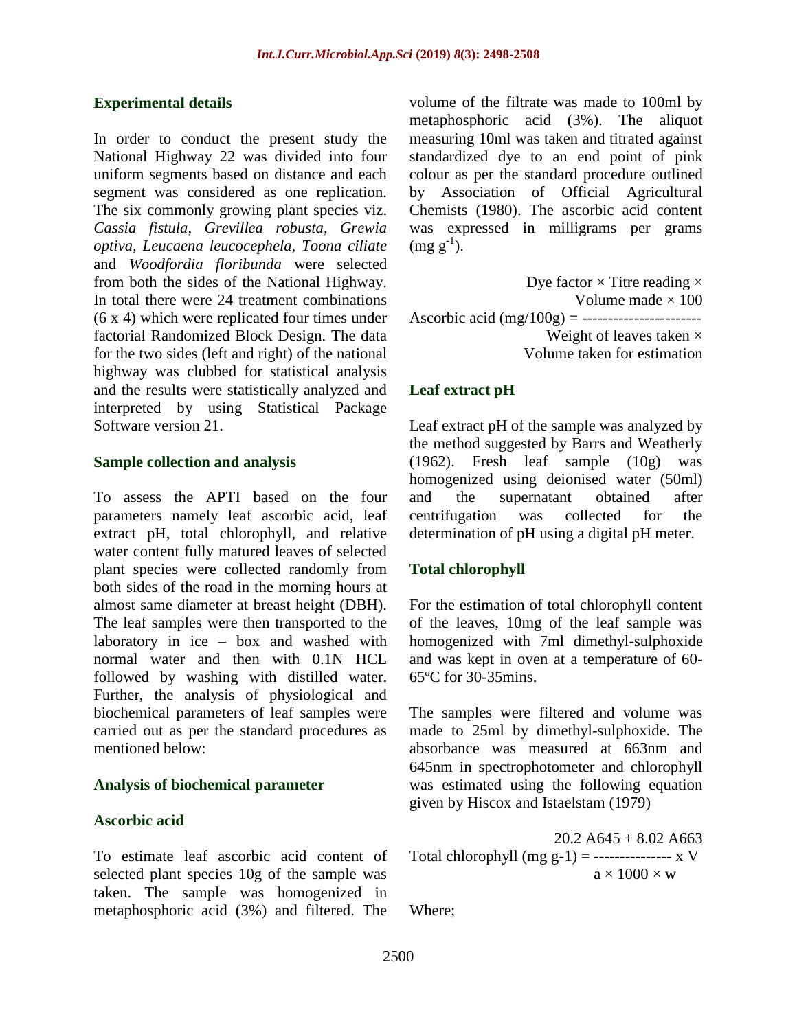### Experimental details

In order to conduct the present study the National Highway 22 was divided into four uniform segments based on distance and each segment was considered as one replication. The six commonly growing plant species viz. *Cassia fistula, Grevillea robusta, Grewia optiva, Leucaena leucocephela, Toona ciliate* and *Woodfordia floribunda* were selected from both the sides of the National Highway. In total there were 24 treatment combinations (6 x 4) which were replicated four times under factorial Randomized Block Design. The data for the two sides (left and right) of the national highway was clubbed for statistical analysis and the results were statistically analyzed and interpreted by using Statistical Package Software version 21.

### Sample collection and analysis

To assess the APTI based on the four parameters namely leaf ascorbic acid, leaf extract pH, total chlorophyll, and relative water content fully matured leaves of selected plant species were collected randomly from both sides of the road in the morning hours at almost same diameter at breast height (DBH). The leaf samples were then transported to the laboratory in ice – box and washed with normal water and then with 0.1N HCL followed by washing with distilled water. Further, the analysis of physiological and biochemical parameters of leaf samples were carried out as per the standard procedures as mentioned below:

### Analysis of biochemical parameter

### Ascorbic acid

To estimate leaf ascorbic acid content of selected plant species 10g of the sample was taken. The sample was homogenized in metaphosphoric acid (3%) and filtered. The volume of the filtrate was made to 100ml by metaphosphoric acid (3%). The aliquot measuring 10ml was taken and titrated against standardized dye to an end point of pink colour as per the standard procedure outlined by Association of Official Agricultural Chemists (1980). The ascorbic acid content was expressed in milligrams per grams (mg $g^{-1}$).

$$\text{Ascorbic acid (mg/100g)} = \frac{\text{Dye factor} \times \text{Titre reading} \times \text{Volume made} \times 100}{\text{Weight of leaves taken} \times \text{Volume taken for estimation}}$$

### Leaf extract pH

Leaf extract pH of the sample was analyzed by the method suggested by Barrs and Weatherly (1962). Fresh leaf sample (10g) was homogenized using deionised water (50ml) and the supernatant obtained after centrifugation was collected for the determination of pH using a digital pH meter.

### Total chlorophyll

For the estimation of total chlorophyll content of the leaves, 10mg of the leaf sample was homogenized with 7ml dimethyl-sulphoxide and was kept in oven at a temperature of 60-65ºC for 30-35mins.

The samples were filtered and volume was made to 25ml by dimethyl-sulphoxide. The absorbance was measured at 663nm and 645nm in spectrophotometer and chlorophyll was estimated using the following equation given by Hiscox and Istaelstam (1979)

$$\text{Total chlorophyll (mg g-1)} = \frac{20.2\ A645 + 8.02\ A663}{a \times 1000 \times w} \times V$$

Where;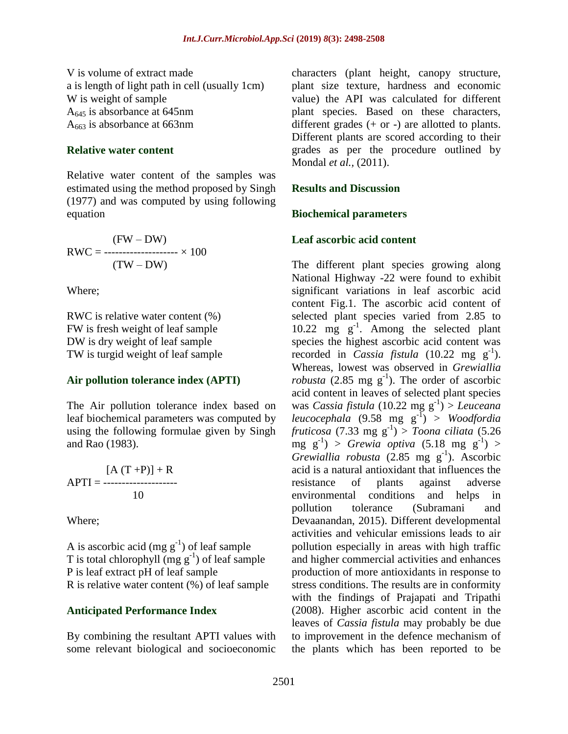V is volume of extract made
a is length of light path in cell (usually 1cm)
W is weight of sample
$A_{645}$ is absorbance at 645nm
$A_{663}$ is absorbance at 663nm

### Relative water content

Relative water content of the samples was estimated using the method proposed by Singh (1977) and was computed by using following equation

$$RWC = \frac{(FW - DW)}{(TW - DW)} \times 100$$

Where;

RWC is relative water content (%)
FW is fresh weight of leaf sample
DW is dry weight of leaf sample
TW is turgid weight of leaf sample

### Air pollution tolerance index (APTI)

The Air pollution tolerance index based on leaf biochemical parameters was computed by using the following formulae given by Singh and Rao (1983).

$$APTI = \frac{[A\ (T + P)] + R}{10}$$

Where;

A is ascorbic acid (mg $g^{-1}$) of leaf sample
T is total chlorophyll (mg $g^{-1}$) of leaf sample
P is leaf extract pH of leaf sample
R is relative water content (%) of leaf sample

### Anticipated Performance Index

By combining the resultant APTI values with some relevant biological and socioeconomic characters (plant height, canopy structure, plant size texture, hardness and economic value) the API was calculated for different plant species. Based on these characters, different grades (+ or -) are allotted to plants. Different plants are scored according to their grades as per the procedure outlined by Mondal *et al.,* (2011).

## Results and Discussion

### Biochemical parameters

### Leaf ascorbic acid content

The different plant species growing along National Highway -22 were found to exhibit significant variations in leaf ascorbic acid content Fig.1. The ascorbic acid content of selected plant species varied from 2.85 to 10.22 mg $g^{-1}$. Among the selected plant species the highest ascorbic acid content was recorded in *Cassia fistula* (10.22 mg $g^{-1}$). Whereas, lowest was observed in *Grewiallia robusta* (2.85 mg $g^{-1}$). The order of ascorbic acid content in leaves of selected plant species was *Cassia fistula* (10.22 mg $g^{-1}$) > *Leuceana leucocephala* (9.58 mg $g^{-1}$) > *Woodfordia fruticosa* (7.33 mg $g^{-1}$) > *Toona ciliata* (5.26 mg $g^{-1}$) > *Grewia optiva* (5.18 mg $g^{-1}$) > *Grewiallia robusta* (2.85 mg $g^{-1}$). Ascorbic acid is a natural antioxidant that influences the resistance of plants against adverse environmental conditions and helps in pollution tolerance (Subramani and Devaanandan, 2015). Different developmental activities and vehicular emissions leads to air pollution especially in areas with high traffic and higher commercial activities and enhances production of more antioxidants in response to stress conditions. The results are in conformity with the findings of Prajapati and Tripathi (2008). Higher ascorbic acid content in the leaves of *Cassia fistula* may probably be due to improvement in the defence mechanism of the plants which has been reported to be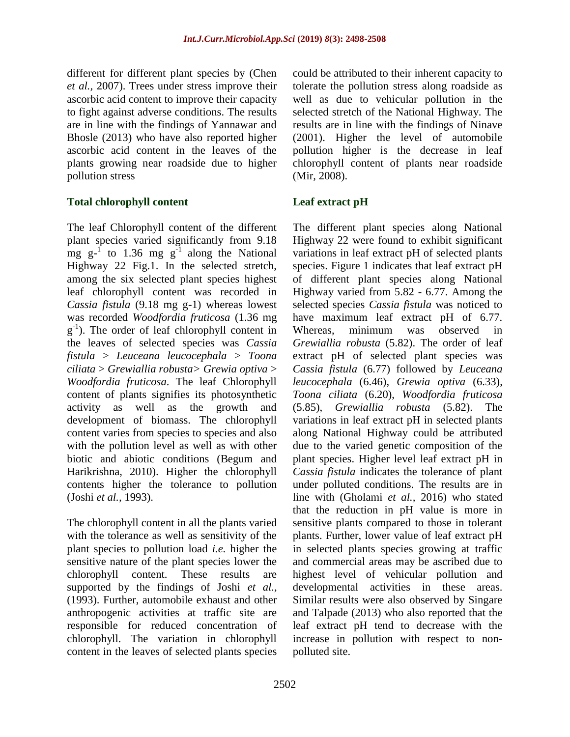different for different plant species by (Chen *et al.*, 2007). Trees under stress improve their ascorbic acid content to improve their capacity to fight against adverse conditions. The results are in line with the findings of Yannawar and Bhosle (2013) who have also reported higher ascorbic acid content in the leaves of the plants growing near roadside due to higher pollution stress

### Total chlorophyll content

The leaf Chlorophyll content of the different plant species varied significantly from 9.18 mg $g^{-1}$ to 1.36 mg $g^{-1}$ along the National Highway 22 Fig.1. In the selected stretch, among the six selected plant species highest leaf chlorophyll content was recorded in *Cassia fistula* (9.18 mg g-1) whereas lowest was recorded *Woodfordia fruticosa* (1.36 mg $g^{-1}$). The order of leaf chlorophyll content in the leaves of selected species was *Cassia fistula* > *Leuceana leucocephala* > *Toona ciliata* > *Grewiallia robusta*> *Grewia optiva* > *Woodfordia fruticosa*. The leaf Chlorophyll content of plants signifies its photosynthetic activity as well as the growth and development of biomass. The chlorophyll content varies from species to species and also with the pollution level as well as with other biotic and abiotic conditions (Begum and Harikrishna, 2010). Higher the chlorophyll contents higher the tolerance to pollution (Joshi *et al.*, 1993).

The chlorophyll content in all the plants varied with the tolerance as well as sensitivity of the plant species to pollution load *i.e.* higher the sensitive nature of the plant species lower the chlorophyll content. These results are supported by the findings of Joshi *et al.*, (1993). Further, automobile exhaust and other anthropogenic activities at traffic site are responsible for reduced concentration of chlorophyll. The variation in chlorophyll content in the leaves of selected plants species could be attributed to their inherent capacity to tolerate the pollution stress along roadside as well as due to vehicular pollution in the selected stretch of the National Highway. The results are in line with the findings of Ninave (2001). Higher the level of automobile pollution higher is the decrease in leaf chlorophyll content of plants near roadside (Mir, 2008).

### Leaf extract pH

The different plant species along National Highway 22 were found to exhibit significant variations in leaf extract pH of selected plants species. Figure 1 indicates that leaf extract pH of different plant species along National Highway varied from 5.82 - 6.77. Among the selected species *Cassia fistula* was noticed to have maximum leaf extract pH of 6.77. Whereas, minimum was observed in *Grewiallia robusta* (5.82). The order of leaf extract pH of selected plant species was *Cassia fistula* (6.77) followed by *Leuceana leucocephala* (6.46), *Grewia optiva* (6.33), *Toona ciliata* (6.20), *Woodfordia fruticosa* (5.85), *Grewiallia robusta* (5.82). The variations in leaf extract pH in selected plants along National Highway could be attributed due to the varied genetic composition of the plant species. Higher level leaf extract pH in *Cassia fistula* indicates the tolerance of plant under polluted conditions. The results are in line with (Gholami *et al.*, 2016) who stated that the reduction in pH value is more in sensitive plants compared to those in tolerant plants. Further, lower value of leaf extract pH in selected plants species growing at traffic and commercial areas may be ascribed due to highest level of vehicular pollution and developmental activities in these areas. Similar results were also observed by Singare and Talpade (2013) who also reported that the leaf extract pH tend to decrease with the increase in pollution with respect to non-polluted site.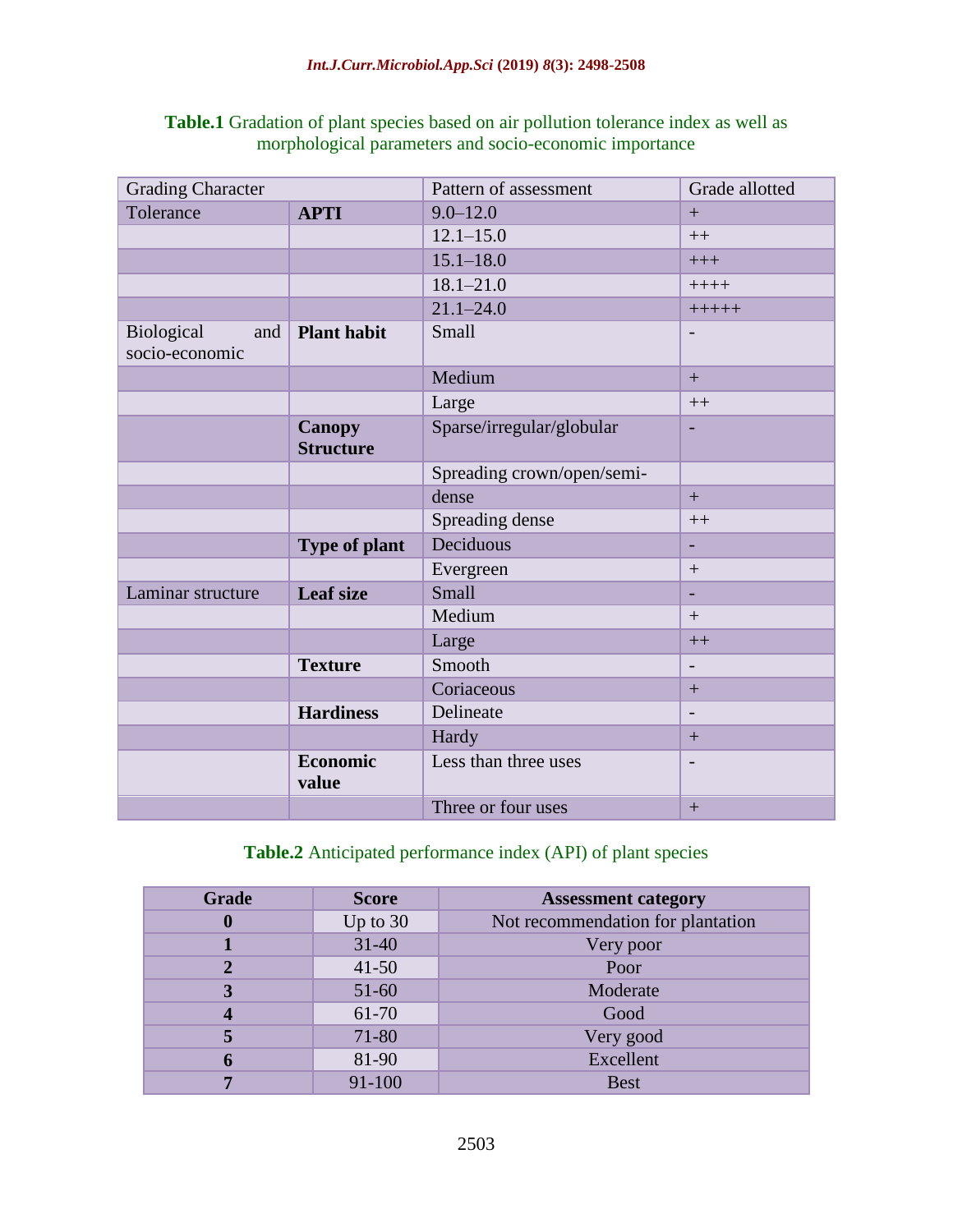**Table.1** Gradation of plant species based on air pollution tolerance index as well as morphological parameters and socio-economic importance

| Grading Character | | Pattern of assessment | Grade allotted |
|---|---|---|---|
| Tolerance | **APTI** | 9.0–12.0 | + |
| | | 12.1–15.0 | ++ |
| | | 15.1–18.0 | +++ |
| | | 18.1–21.0 | ++++ |
| | | 21.1–24.0 | +++++ |
| Biological and socio-economic | **Plant habit** | Small | - |
| | | Medium | + |
| | | Large | ++ |
| | **Canopy Structure** | Sparse/irregular/globular | - |
| | | Spreading crown/open/semi- | |
| | | dense | + |
| | | Spreading dense | ++ |
| | **Type of plant** | Deciduous | - |
| | | Evergreen | + |
| Laminar structure | **Leaf size** | Small | - |
| | | Medium | + |
| | | Large | ++ |
| | **Texture** | Smooth | - |
| | | Coriaceous | + |
| | **Hardiness** | Delineate | - |
| | | Hardy | + |
| | **Economic value** | Less than three uses | - |
| | | Three or four uses | + |

**Table.2** Anticipated performance index (API) of plant species

| Grade | Score | Assessment category |
|---|---|---|
| **0** | Up to 30 | Not recommendation for plantation |
| **1** | 31-40 | Very poor |
| **2** | 41-50 | Poor |
| **3** | 51-60 | Moderate |
| **4** | 61-70 | Good |
| **5** | 71-80 | Very good |
| **6** | 81-90 | Excellent |
| **7** | 91-100 | Best |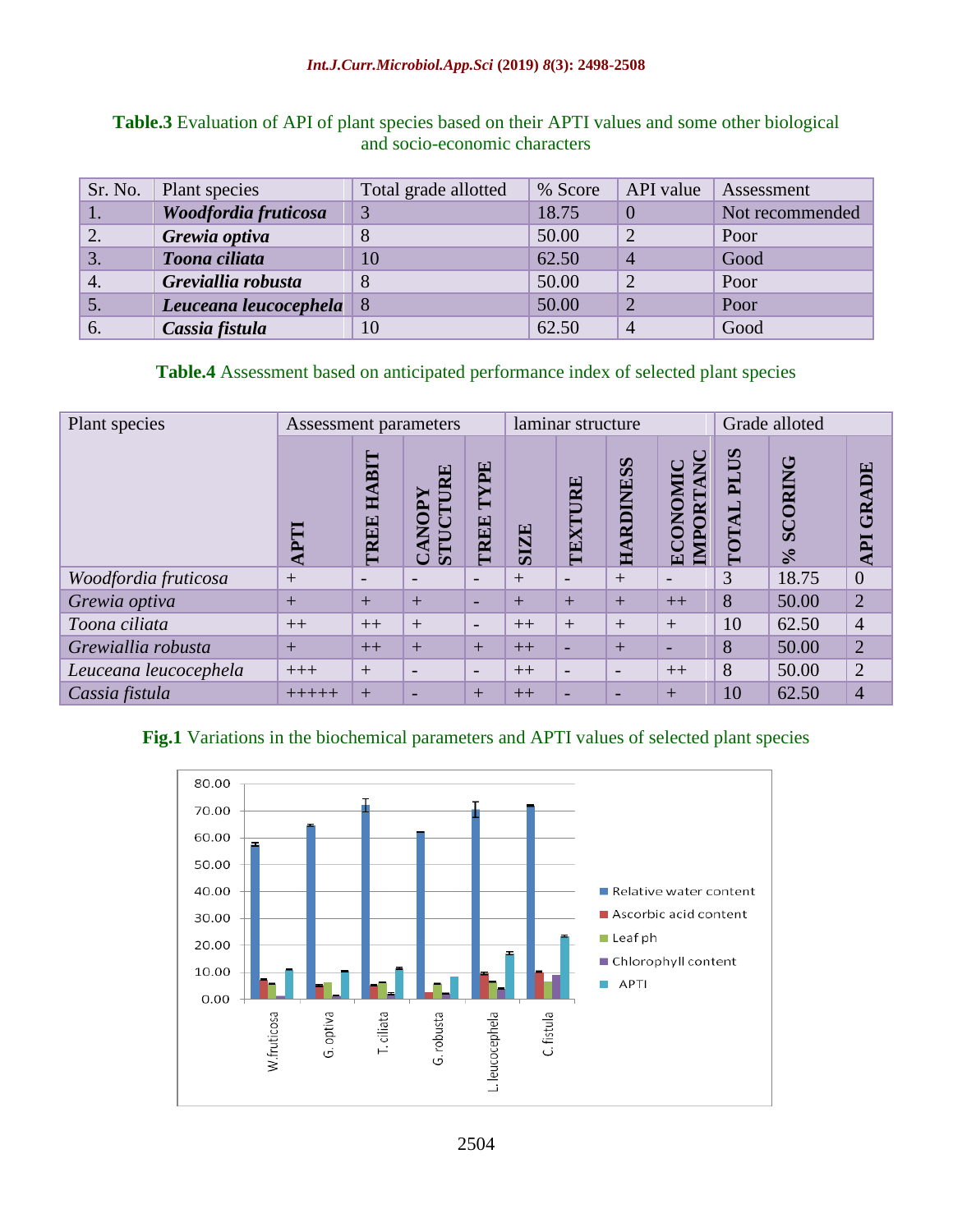**Table.3** Evaluation of API of plant species based on their APTI values and some other biological and socio-economic characters

| Sr. No. | Plant species | Total grade allotted | % Score | API value | Assessment |
|---|---|---|---|---|---|
| 1. | ***Woodfordia fruticosa*** | 3 | 18.75 | 0 | Not recommended |
| 2. | ***Grewia optiva*** | 8 | 50.00 | 2 | Poor |
| 3. | ***Toona ciliata*** | 10 | 62.50 | 4 | Good |
| 4. | ***Greviallia robusta*** | 8 | 50.00 | 2 | Poor |
| 5. | ***Leuceana leucocephela*** | 8 | 50.00 | 2 | Poor |
| 6. | ***Cassia fistula*** | 10 | 62.50 | 4 | Good |

**Table.4** Assessment based on anticipated performance index of selected plant species

| Plant species | Assessment parameters | | | | laminar structure | | | | Grade alloted | | |
|---|---|---|---|---|---|---|---|---|---|---|---|
| | **APTI** | **TREE HABIT** | **CANOPY STUCTURE** | **TREE TYPE** | **SIZE** | **TEXTURE** | **HARDINESS** | **ECONOMIC IMPORTANC** | **TOTAL PLUS** | **% SCORING** | **API GRADE** |
| *Woodfordia fruticosa* | + | - | - | - | + | - | + | - | 3 | 18.75 | 0 |
| *Grewia optiva* | + | + | + | - | + | + | + | ++ | 8 | 50.00 | 2 |
| *Toona ciliata* | ++ | ++ | + | - | ++ | + | + | + | 10 | 62.50 | 4 |
| *Grewiallia robusta* | + | ++ | + | + | ++ | - | + | - | 8 | 50.00 | 2 |
| *Leuceana leucocephela* | +++ | + | - | - | ++ | - | - | ++ | 8 | 50.00 | 2 |
| *Cassia fistula* | +++++ | + | - | + | ++ | - | - | + | 10 | 62.50 | 4 |

**Fig.1** Variations in the biochemical parameters and APTI values of selected plant species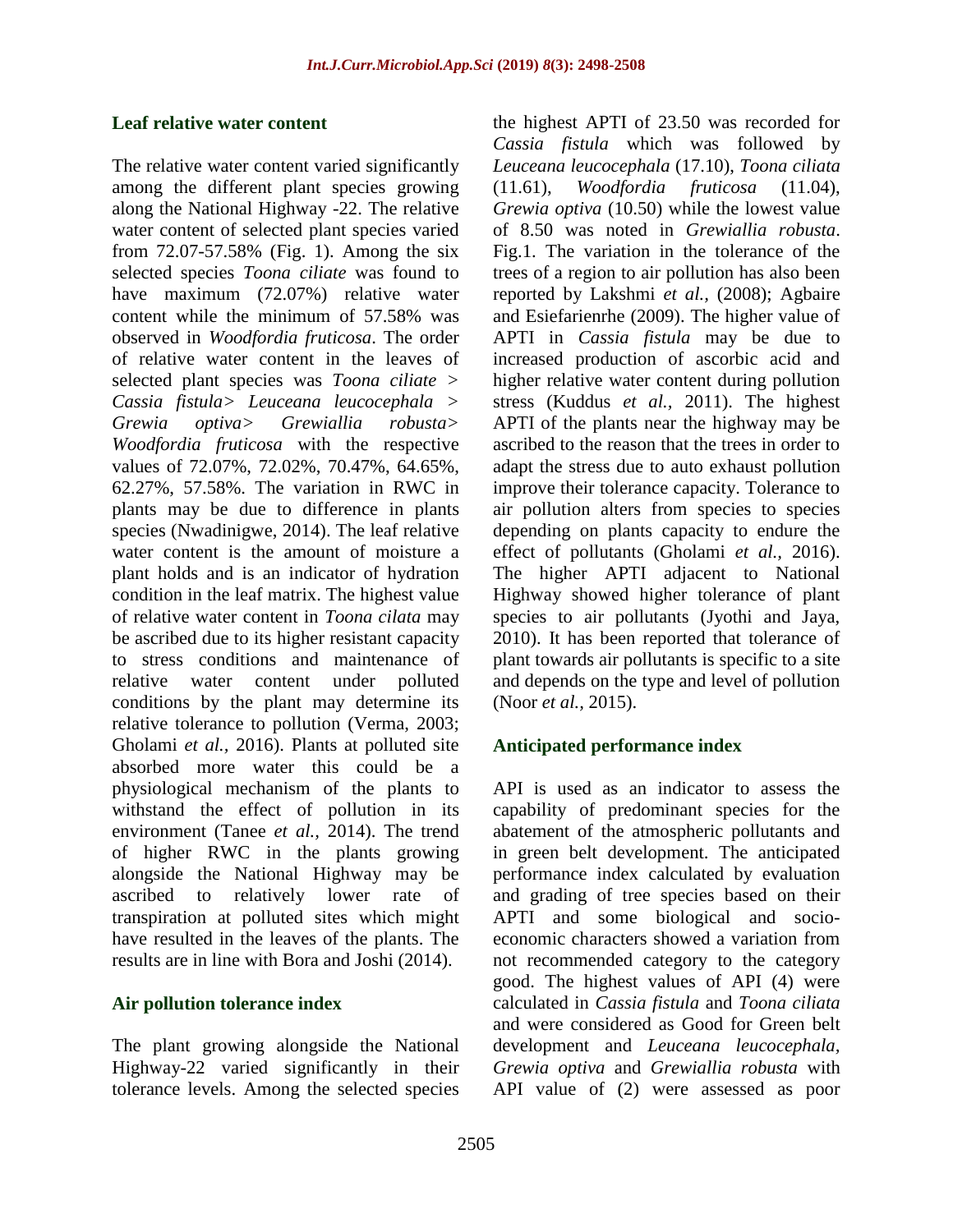### Leaf relative water content

The relative water content varied significantly among the different plant species growing along the National Highway -22. The relative water content of selected plant species varied from 72.07-57.58% (Fig. 1). Among the six selected species *Toona ciliate* was found to have maximum (72.07%) relative water content while the minimum of 57.58% was observed in *Woodfordia fruticosa*. The order of relative water content in the leaves of selected plant species was *Toona ciliate* > *Cassia fistula*> *Leuceana leucocephala* > *Grewia optiva*> *Grewiallia robusta*> *Woodfordia fruticosa* with the respective values of 72.07%, 72.02%, 70.47%, 64.65%, 62.27%, 57.58%. The variation in RWC in plants may be due to difference in plants species (Nwadinigwe, 2014). The leaf relative water content is the amount of moisture a plant holds and is an indicator of hydration condition in the leaf matrix. The highest value of relative water content in *Toona cilata* may be ascribed due to its higher resistant capacity to stress conditions and maintenance of relative water content under polluted conditions by the plant may determine its relative tolerance to pollution (Verma, 2003; Gholami *et al.,* 2016). Plants at polluted site absorbed more water this could be a physiological mechanism of the plants to withstand the effect of pollution in its environment (Tanee *et al.,* 2014). The trend of higher RWC in the plants growing alongside the National Highway may be ascribed to relatively lower rate of transpiration at polluted sites which might have resulted in the leaves of the plants. The results are in line with Bora and Joshi (2014).

### Air pollution tolerance index

The plant growing alongside the National Highway-22 varied significantly in their tolerance levels. Among the selected species the highest APTI of 23.50 was recorded for *Cassia fistula* which was followed by *Leuceana leucocephala* (17.10), *Toona ciliata* (11.61), *Woodfordia fruticosa* (11.04), *Grewia optiva* (10.50) while the lowest value of 8.50 was noted in *Grewiallia robusta*. Fig.1. The variation in the tolerance of the trees of a region to air pollution has also been reported by Lakshmi *et al.,* (2008); Agbaire and Esiefarienrhe (2009). The higher value of APTI in *Cassia fistula* may be due to increased production of ascorbic acid and higher relative water content during pollution stress (Kuddus *et al.,* 2011). The highest APTI of the plants near the highway may be ascribed to the reason that the trees in order to adapt the stress due to auto exhaust pollution improve their tolerance capacity. Tolerance to air pollution alters from species to species depending on plants capacity to endure the effect of pollutants (Gholami *et al.,* 2016). The higher APTI adjacent to National Highway showed higher tolerance of plant species to air pollutants (Jyothi and Jaya, 2010). It has been reported that tolerance of plant towards air pollutants is specific to a site and depends on the type and level of pollution (Noor *et al.,* 2015).

### Anticipated performance index

API is used as an indicator to assess the capability of predominant species for the abatement of the atmospheric pollutants and in green belt development. The anticipated performance index calculated by evaluation and grading of tree species based on their APTI and some biological and socio-economic characters showed a variation from not recommended category to the category good. The highest values of API (4) were calculated in *Cassia fistula* and *Toona ciliata* and were considered as Good for Green belt development and *Leuceana leucocephala, Grewia optiva* and *Grewiallia robusta* with API value of (2) were assessed as poor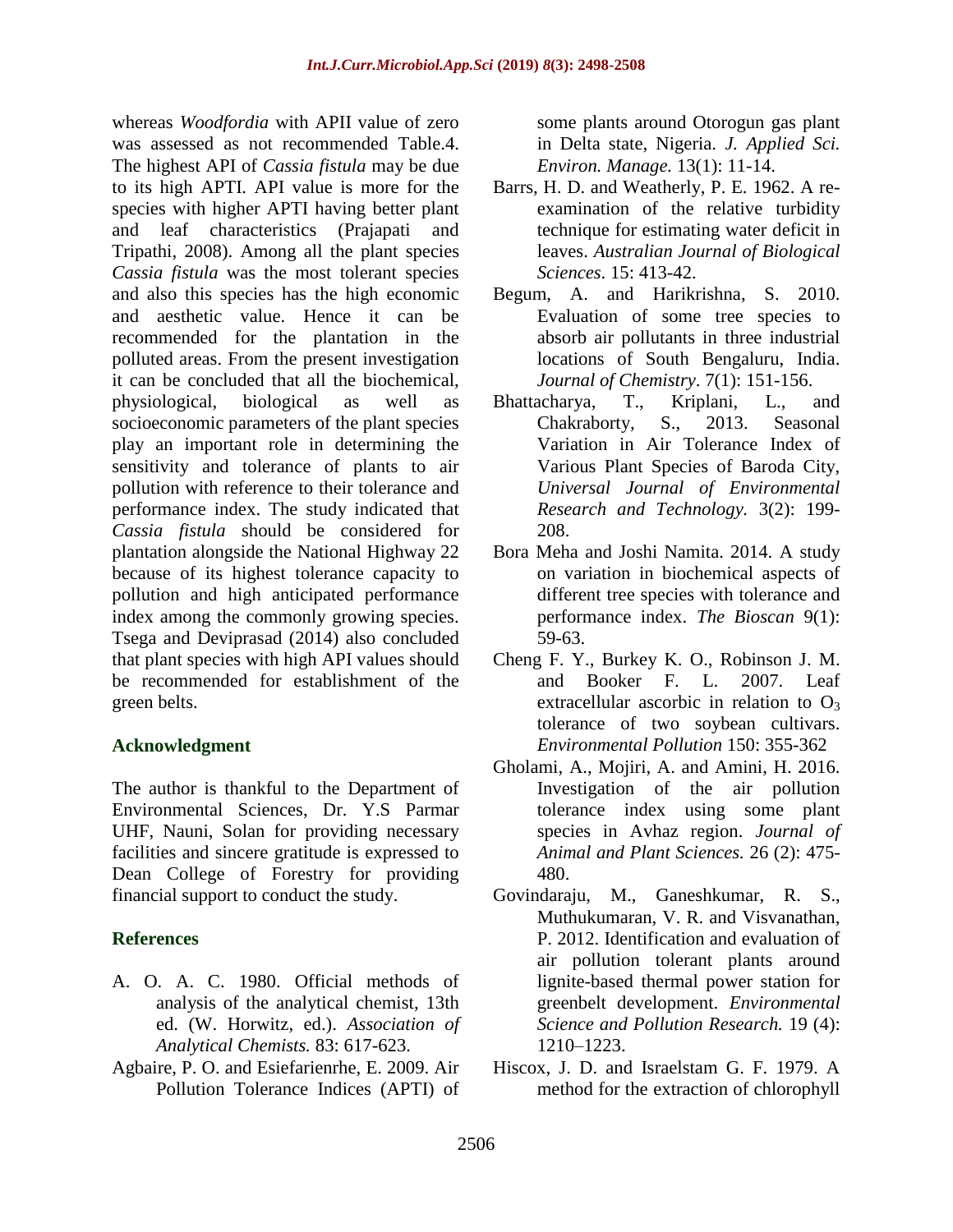whereas *Woodfordia* with APII value of zero was assessed as not recommended Table.4. The highest API of *Cassia fistula* may be due to its high APTI. API value is more for the species with higher APTI having better plant and leaf characteristics (Prajapati and Tripathi, 2008). Among all the plant species *Cassia fistula* was the most tolerant species and also this species has the high economic and aesthetic value. Hence it can be recommended for the plantation in the polluted areas. From the present investigation it can be concluded that all the biochemical, physiological, biological as well as socioeconomic parameters of the plant species play an important role in determining the sensitivity and tolerance of plants to air pollution with reference to their tolerance and performance index. The study indicated that *Cassia fistula* should be considered for plantation alongside the National Highway 22 because of its highest tolerance capacity to pollution and high anticipated performance index among the commonly growing species. Tsega and Deviprasad (2014) also concluded that plant species with high API values should be recommended for establishment of the green belts.

## Acknowledgment

The author is thankful to the Department of Environmental Sciences, Dr. Y.S Parmar UHF, Nauni, Solan for providing necessary facilities and sincere gratitude is expressed to Dean College of Forestry for providing financial support to conduct the study.

## References

A. O. A. C. 1980. Official methods of analysis of the analytical chemist, 13th ed. (W. Horwitz, ed.). *Association of Analytical Chemists.* 83: 617-623.

Agbaire, P. O. and Esiefarienrhe, E. 2009. Air Pollution Tolerance Indices (APTI) of some plants around Otorogun gas plant in Delta state, Nigeria. *J. Applied Sci. Environ. Manage.* 13(1): 11-14.

Barrs, H. D. and Weatherly, P. E. 1962. A re-examination of the relative turbidity technique for estimating water deficit in leaves. *Australian Journal of Biological Sciences*. 15: 413-42.

Begum, A. and Harikrishna, S. 2010. Evaluation of some tree species to absorb air pollutants in three industrial locations of South Bengaluru, India. *Journal of Chemistry*. 7(1): 151-156.

Bhattacharya, T., Kriplani, L., and Chakraborty, S., 2013. Seasonal Variation in Air Tolerance Index of Various Plant Species of Baroda City, *Universal Journal of Environmental Research and Technology.* 3(2): 199-208.

Bora Meha and Joshi Namita. 2014. A study on variation in biochemical aspects of different tree species with tolerance and performance index. *The Bioscan* 9(1): 59-63.

Cheng F. Y., Burkey K. O., Robinson J. M. and Booker F. L. 2007. Leaf extracellular ascorbic in relation to $O_3$ tolerance of two soybean cultivars. *Environmental Pollution* 150: 355-362

Gholami, A., Mojiri, A. and Amini, H. 2016. Investigation of the air pollution tolerance index using some plant species in Avhaz region. *Journal of Animal and Plant Sciences.* 26 (2): 475-480.

Govindaraju, M., Ganeshkumar, R. S., Muthukumaran, V. R. and Visvanathan, P. 2012. Identification and evaluation of air pollution tolerant plants around lignite-based thermal power station for greenbelt development. *Environmental Science and Pollution Research.* 19 (4): 1210–1223.

Hiscox, J. D. and Israelstam G. F. 1979. A method for the extraction of chlorophyll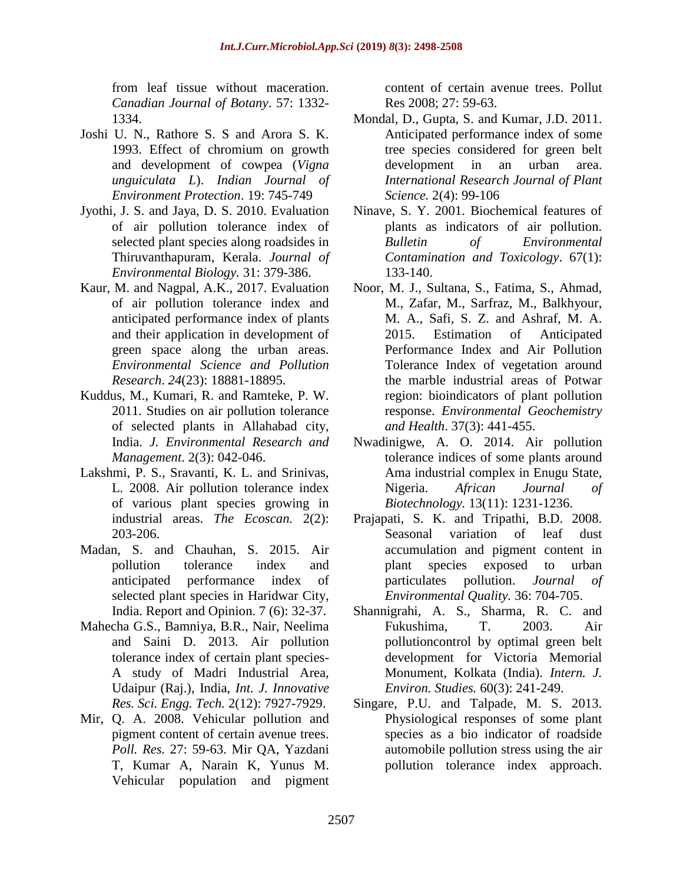from leaf tissue without maceration. *Canadian Journal of Botany*. 57: 1332-1334.

Joshi U. N., Rathore S. S and Arora S. K. 1993. Effect of chromium on growth and development of cowpea (*Vigna unguiculata L*). *Indian Journal of Environment Protection*. 19: 745-749

Jyothi, J. S. and Jaya, D. S. 2010. Evaluation of air pollution tolerance index of selected plant species along roadsides in Thiruvanthapuram, Kerala. *Journal of Environmental Biology.* 31: 379-386.

Kaur, M. and Nagpal, A.K., 2017. Evaluation of air pollution tolerance index and anticipated performance index of plants and their application in development of green space along the urban areas. *Environmental Science and Pollution Research*. *24*(23): 18881-18895.

Kuddus, M., Kumari, R. and Ramteke, P. W. 2011. Studies on air pollution tolerance of selected plants in Allahabad city, India. *J. Environmental Research and Management*. 2(3): 042-046.

Lakshmi, P. S., Sravanti, K. L. and Srinivas, L. 2008. Air pollution tolerance index of various plant species growing in industrial areas. *The Ecoscan.* 2(2): 203-206.

Madan, S. and Chauhan, S. 2015. Air pollution tolerance index and anticipated performance index of selected plant species in Haridwar City, India. Report and Opinion. 7 (6): 32-37.

Mahecha G.S., Bamniya, B.R., Nair, Neelima and Saini D. 2013. Air pollution tolerance index of certain plant species- A study of Madri Industrial Area, Udaipur (Raj.), India, *Int. J. Innovative Res. Sci. Engg. Tech.* 2(12): 7927-7929.

Mir, Q. A. 2008. Vehicular pollution and pigment content of certain avenue trees. *Poll. Res.* 27: 59-63. Mir QA, Yazdani T, Kumar A, Narain K, Yunus M. Vehicular population and pigment content of certain avenue trees. Pollut Res 2008; 27: 59-63.

Mondal, D., Gupta, S. and Kumar, J.D. 2011. Anticipated performance index of some tree species considered for green belt development in an urban area. *International Research Journal of Plant Science.* 2(4): 99-106

Ninave, S. Y. 2001. Biochemical features of plants as indicators of air pollution. *Bulletin of Environmental Contamination and Toxicology*. 67(1): 133-140.

Noor, M. J., Sultana, S., Fatima, S., Ahmad, M., Zafar, M., Sarfraz, M., Balkhyour, M. A., Safi, S. Z. and Ashraf, M. A. 2015. Estimation of Anticipated Performance Index and Air Pollution Tolerance Index of vegetation around the marble industrial areas of Potwar region: bioindicators of plant pollution response. *Environmental Geochemistry and Health*. 37(3): 441-455.

Nwadinigwe, A. O. 2014. Air pollution tolerance indices of some plants around Ama industrial complex in Enugu State, Nigeria. *African Journal of Biotechnology.* 13(11): 1231-1236.

Prajapati, S. K. and Tripathi, B.D. 2008. Seasonal variation of leaf dust accumulation and pigment content in plant species exposed to urban particulates pollution. *Journal of Environmental Quality.* 36: 704-705.

Shannigrahi, A. S., Sharma, R. C. and Fukushima, T. 2003. Air pollutioncontrol by optimal green belt development for Victoria Memorial Monument, Kolkata (India). *Intern. J. Environ. Studies.* 60(3): 241-249.

Singare, P.U. and Talpade, M. S. 2013. Physiological responses of some plant species as a bio indicator of roadside automobile pollution stress using the air pollution tolerance index approach.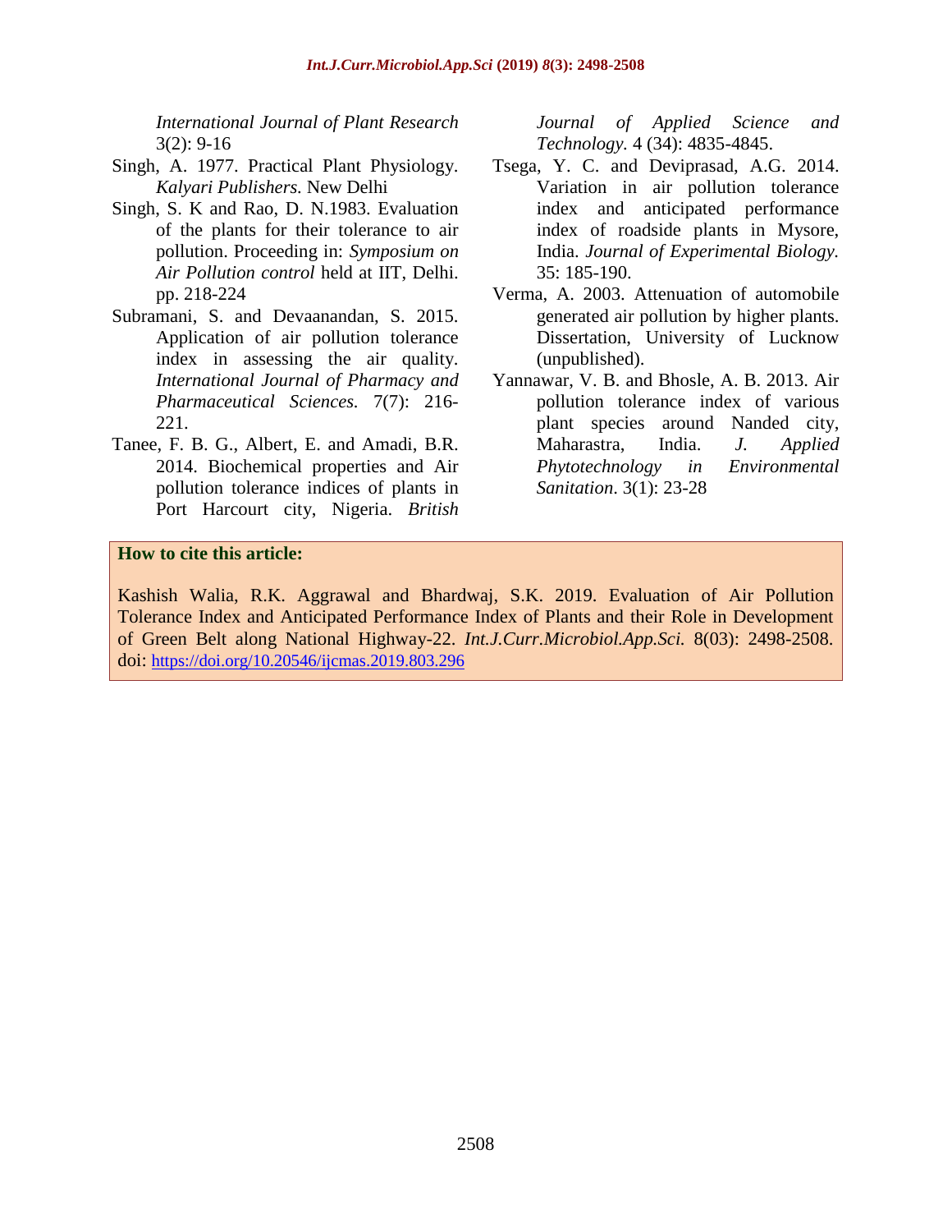*International Journal of Plant Research* 3(2): 9-16

Singh, A. 1977. Practical Plant Physiology. *Kalyari Publishers.* New Delhi

Singh, S. K and Rao, D. N.1983. Evaluation of the plants for their tolerance to air pollution. Proceeding in: *Symposium on Air Pollution control* held at IIT, Delhi. pp. 218-224

Subramani, S. and Devaanandan, S. 2015. Application of air pollution tolerance index in assessing the air quality. *International Journal of Pharmacy and Pharmaceutical Sciences.* 7(7): 216-221.

Tanee, F. B. G., Albert, E. and Amadi, B.R. 2014. Biochemical properties and Air pollution tolerance indices of plants in Port Harcourt city, Nigeria. *British Journal of Applied Science and Technology.* 4 (34): 4835-4845.

Tsega, Y. C. and Deviprasad, A.G. 2014. Variation in air pollution tolerance index and anticipated performance index of roadside plants in Mysore, India. *Journal of Experimental Biology.* 35: 185-190.

Verma, A. 2003. Attenuation of automobile generated air pollution by higher plants. Dissertation, University of Lucknow (unpublished).

Yannawar, V. B. and Bhosle, A. B. 2013. Air pollution tolerance index of various plant species around Nanded city, Maharastra, India. *J. Applied Phytotechnology in Environmental Sanitation*. 3(1): 23-28

**How to cite this article:**

Kashish Walia, R.K. Aggrawal and Bhardwaj, S.K. 2019. Evaluation of Air Pollution Tolerance Index and Anticipated Performance Index of Plants and their Role in Development of Green Belt along National Highway-22. *Int.J.Curr.Microbiol.App.Sci.* 8(03): 2498-2508. doi: https://doi.org/10.20546/ijcmas.2019.803.296